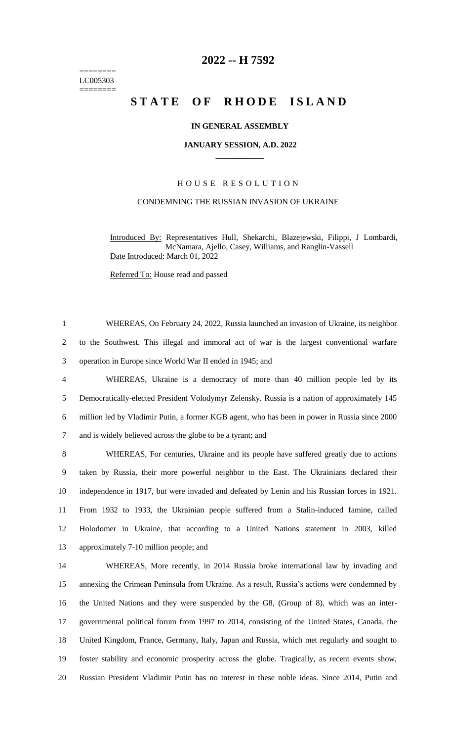# 2022 -- H 7592

========
LC005303
========

## STATE OF RHODE ISLAND

**IN GENERAL ASSEMBLY**

**JANUARY SESSION, A.D. 2022**

____________

HOUSE RESOLUTION

CONDEMNING THE RUSSIAN INVASION OF UKRAINE

Introduced By: Representatives Hull, Shekarchi, Blazejewski, Filippi, J Lombardi, McNamara, Ajello, Casey, Williams, and Ranglin-Vassell

Date Introduced: March 01, 2022

Referred To: House read and passed

WHEREAS, On February 24, 2022, Russia launched an invasion of Ukraine, its neighbor to the Southwest. This illegal and immoral act of war is the largest conventional warfare operation in Europe since World War II ended in 1945; and

WHEREAS, Ukraine is a democracy of more than 40 million people led by its Democratically-elected President Volodymyr Zelensky. Russia is a nation of approximately 145 million led by Vladimir Putin, a former KGB agent, who has been in power in Russia since 2000 and is widely believed across the globe to be a tyrant; and

WHEREAS, For centuries, Ukraine and its people have suffered greatly due to actions taken by Russia, their more powerful neighbor to the East. The Ukrainians declared their independence in 1917, but were invaded and defeated by Lenin and his Russian forces in 1921. From 1932 to 1933, the Ukrainian people suffered from a Stalin-induced famine, called Holodomer in Ukraine, that according to a United Nations statement in 2003, killed approximately 7-10 million people; and

WHEREAS, More recently, in 2014 Russia broke international law by invading and annexing the Crimean Peninsula from Ukraine. As a result, Russia's actions were condemned by the United Nations and they were suspended by the G8, (Group of 8), which was an inter-governmental political forum from 1997 to 2014, consisting of the United States, Canada, the United Kingdom, France, Germany, Italy, Japan and Russia, which met regularly and sought to foster stability and economic prosperity across the globe. Tragically, as recent events show, Russian President Vladimir Putin has no interest in these noble ideas. Since 2014, Putin and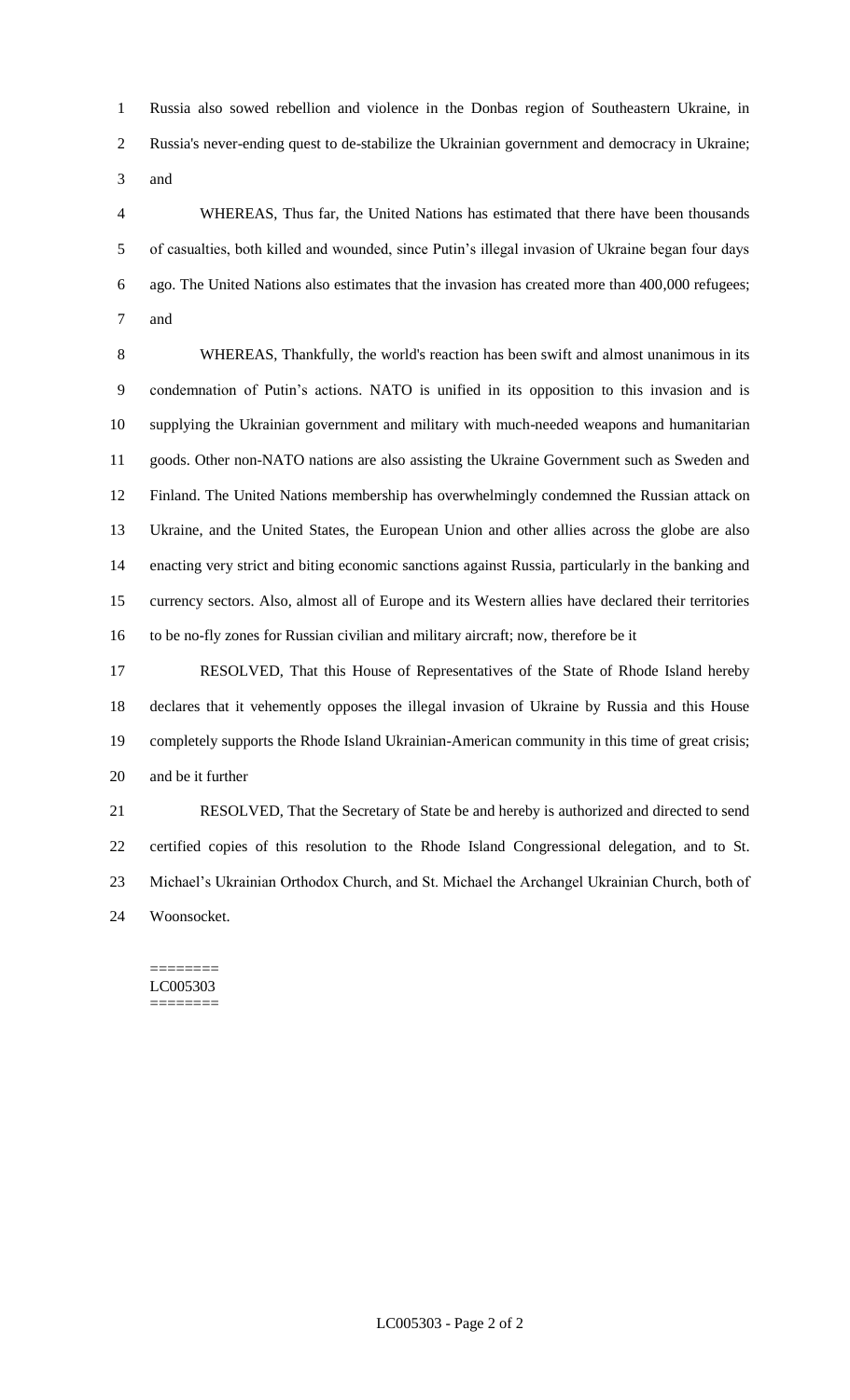Russia also sowed rebellion and violence in the Donbas region of Southeastern Ukraine, in Russia's never-ending quest to de-stabilize the Ukrainian government and democracy in Ukraine; and

WHEREAS, Thus far, the United Nations has estimated that there have been thousands of casualties, both killed and wounded, since Putin's illegal invasion of Ukraine began four days ago. The United Nations also estimates that the invasion has created more than 400,000 refugees; and

WHEREAS, Thankfully, the world's reaction has been swift and almost unanimous in its condemnation of Putin's actions. NATO is unified in its opposition to this invasion and is supplying the Ukrainian government and military with much-needed weapons and humanitarian goods. Other non-NATO nations are also assisting the Ukraine Government such as Sweden and Finland. The United Nations membership has overwhelmingly condemned the Russian attack on Ukraine, and the United States, the European Union and other allies across the globe are also enacting very strict and biting economic sanctions against Russia, particularly in the banking and currency sectors. Also, almost all of Europe and its Western allies have declared their territories to be no-fly zones for Russian civilian and military aircraft; now, therefore be it

RESOLVED, That this House of Representatives of the State of Rhode Island hereby declares that it vehemently opposes the illegal invasion of Ukraine by Russia and this House completely supports the Rhode Island Ukrainian-American community in this time of great crisis; and be it further

RESOLVED, That the Secretary of State be and hereby is authorized and directed to send certified copies of this resolution to the Rhode Island Congressional delegation, and to St. Michael's Ukrainian Orthodox Church, and St. Michael the Archangel Ukrainian Church, both of Woonsocket.

========
LC005303
========